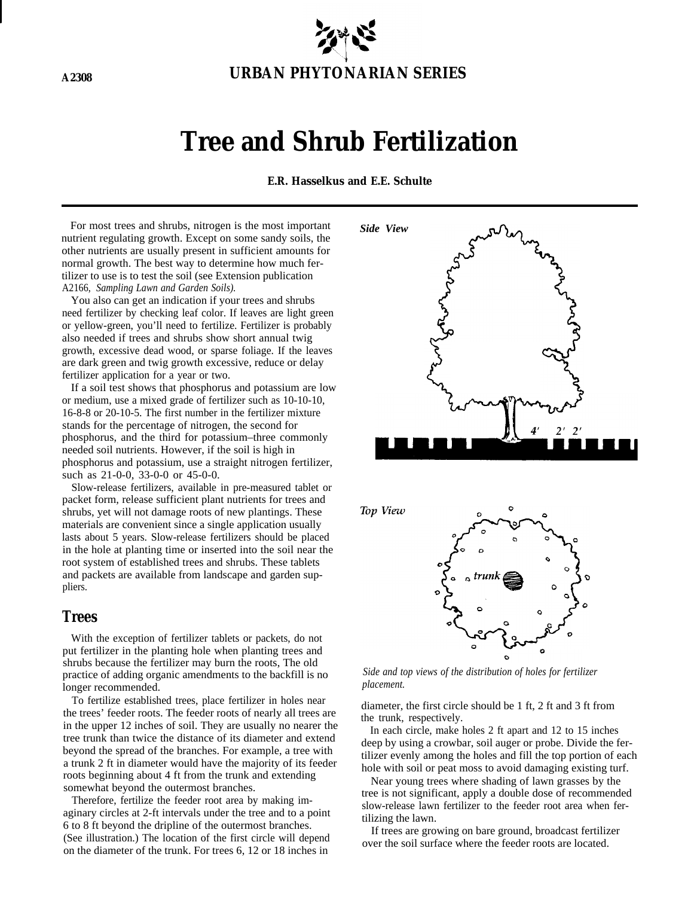A2308

URBAN PHYTONARIAN SERIES

# Tree and Shrub Fertilization

**E.R. Hasselkus and E.E. Schulte**

For most trees and shrubs, nitrogen is the most important nutrient regulating growth. Except on some sandy soils, the other nutrients are usually present in sufficient amounts for normal growth. The best way to determine how much fertilizer to use is to test the soil (see Extension publication A2166, *Sampling Lawn and Garden Soils).*

You also can get an indication if your trees and shrubs need fertilizer by checking leaf color. If leaves are light green or yellow-green, you'll need to fertilize. Fertilizer is probably also needed if trees and shrubs show short annual twig growth, excessive dead wood, or sparse foliage. If the leaves are dark green and twig growth excessive, reduce or delay fertilizer application for a year or two.

If a soil test shows that phosphorus and potassium are low or medium, use a mixed grade of fertilizer such as 10-10-10, 16-8-8 or 20-10-5. The first number in the fertilizer mixture stands for the percentage of nitrogen, the second for phosphorus, and the third for potassium–three commonly needed soil nutrients. However, if the soil is high in phosphorus and potassium, use a straight nitrogen fertilizer, such as 21-0-0, 33-0-0 or 45-0-0.

Slow-release fertilizers, available in pre-measured tablet or packet form, release sufficient plant nutrients for trees and shrubs, yet will not damage roots of new plantings. These materials are convenient since a single application usually lasts about 5 years. Slow-release fertilizers should be placed in the hole at planting time or inserted into the soil near the root system of established trees and shrubs. These tablets and packets are available from landscape and garden suppliers.

## Trees

With the exception of fertilizer tablets or packets, do not put fertilizer in the planting hole when planting trees and shrubs because the fertilizer may burn the roots, The old practice of adding organic amendments to the backfill is no longer recommended.

To fertilize established trees, place fertilizer in holes near the trees' feeder roots. The feeder roots of nearly all trees are in the upper 12 inches of soil. They are usually no nearer the tree trunk than twice the distance of its diameter and extend beyond the spread of the branches. For example, a tree with a trunk 2 ft in diameter would have the majority of its feeder roots beginning about 4 ft from the trunk and extending somewhat beyond the outermost branches.

Therefore, fertilize the feeder root area by making imaginary circles at 2-ft intervals under the tree and to a point 6 to 8 ft beyond the dripline of the outermost branches. (See illustration.) The location of the first circle will depend on the diameter of the trunk. For trees 6, 12 or 18 inches in diameter, the first circle should be 1 ft, 2 ft and 3 ft from the trunk, respectively.

*Side View*

4′ 2′ 2′

*Top View*

trunk

*Side and top views of the distribution of holes for fertilizer placement.*

In each circle, make holes 2 ft apart and 12 to 15 inches deep by using a crowbar, soil auger or probe. Divide the fertilizer evenly among the holes and fill the top portion of each hole with soil or peat moss to avoid damaging existing turf.

Near young trees where shading of lawn grasses by the tree is not significant, apply a double dose of recommended slow-release lawn fertilizer to the feeder root area when fertilizing the lawn.

If trees are growing on bare ground, broadcast fertilizer over the soil surface where the feeder roots are located.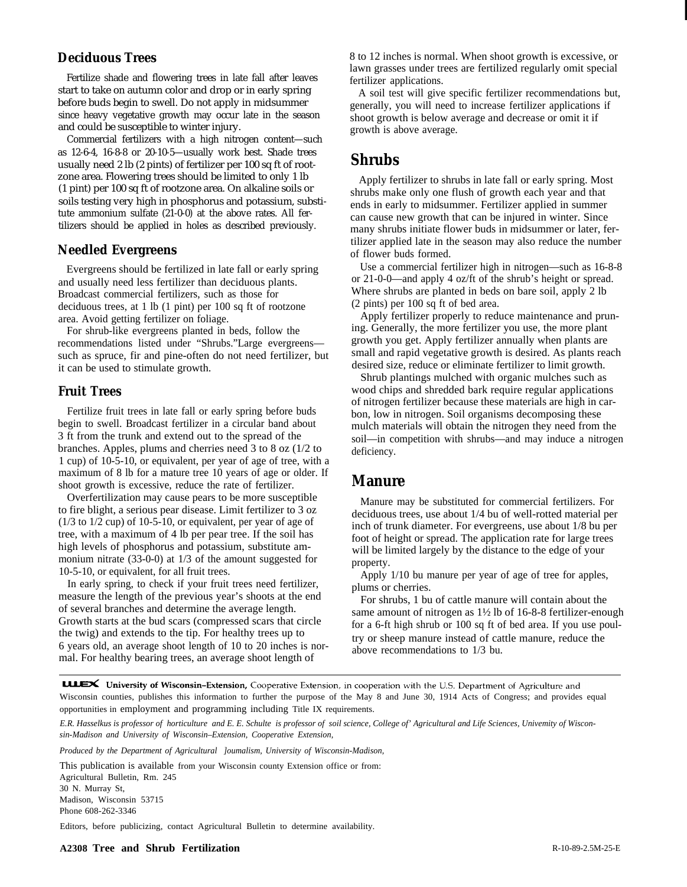## Deciduous Trees

Fertilize shade and flowering trees in late fall after leaves start to take on autumn color and drop or in early spring before buds begin to swell. Do not apply in midsummer since heavy vegetative growth may occur late in the season and could be susceptible to winter injury.

Commercial fertilizers with a high nitrogen content—such as 12-6-4, 16-8-8 or 20-10-5—usually work best. Shade trees usually need 2 lb (2 pints) of fertilizer per 100 sq ft of rootzone area. Flowering trees should be limited to only 1 lb (1 pint) per 100 sq ft of rootzone area. On alkaline soils or soils testing very high in phosphorus and potassium, substitute ammonium sulfate (21-0-0) at the above rates. All fertilizers should be applied in holes as described previously.

## Needled Evergreens

Evergreens should be fertilized in late fall or early spring and usually need less fertilizer than deciduous plants. Broadcast commercial fertilizers, such as those for deciduous trees, at 1 lb (1 pint) per 100 sq ft of rootzone area. Avoid getting fertilizer on foliage.

For shrub-like evergreens planted in beds, follow the recommendations listed under "Shrubs."Large evergreens—such as spruce, fir and pine-often do not need fertilizer, but it can be used to stimulate growth.

## Fruit Trees

Fertilize fruit trees in late fall or early spring before buds begin to swell. Broadcast fertilizer in a circular band about 3 ft from the trunk and extend out to the spread of the branches. Apples, plums and cherries need 3 to 8 oz (1/2 to 1 cup) of 10-5-10, or equivalent, per year of age of tree, with a maximum of 8 lb for a mature tree 10 years of age or older. If shoot growth is excessive, reduce the rate of fertilizer.

Overfertilization may cause pears to be more susceptible to fire blight, a serious pear disease. Limit fertilizer to 3 oz (1/3 to 1/2 cup) of 10-5-10, or equivalent, per year of age of tree, with a maximum of 4 lb per pear tree. If the soil has high levels of phosphorus and potassium, substitute ammonium nitrate (33-0-0) at 1/3 of the amount suggested for 10-5-10, or equivalent, for all fruit trees.

In early spring, to check if your fruit trees need fertilizer, measure the length of the previous year's shoots at the end of several branches and determine the average length. Growth starts at the bud scars (compressed scars that circle the twig) and extends to the tip. For healthy trees up to 6 years old, an average shoot length of 10 to 20 inches is normal. For healthy bearing trees, an average shoot length of 8 to 12 inches is normal. When shoot growth is excessive, or lawn grasses under trees are fertilized regularly omit special fertilizer applications.

A soil test will give specific fertilizer recommendations but, generally, you will need to increase fertilizer applications if shoot growth is below average and decrease or omit it if growth is above average.

## Shrubs

Apply fertilizer to shrubs in late fall or early spring. Most shrubs make only one flush of growth each year and that ends in early to midsummer. Fertilizer applied in summer can cause new growth that can be injured in winter. Since many shrubs initiate flower buds in midsummer or later, fertilizer applied late in the season may also reduce the number of flower buds formed.

Use a commercial fertilizer high in nitrogen—such as 16-8-8 or 21-0-0—and apply 4 oz/ft of the shrub's height or spread. Where shrubs are planted in beds on bare soil, apply 2 lb (2 pints) per 100 sq ft of bed area.

Apply fertilizer properly to reduce maintenance and pruning. Generally, the more fertilizer you use, the more plant growth you get. Apply fertilizer annually when plants are small and rapid vegetative growth is desired. As plants reach desired size, reduce or eliminate fertilizer to limit growth.

Shrub plantings mulched with organic mulches such as wood chips and shredded bark require regular applications of nitrogen fertilizer because these materials are high in carbon, low in nitrogen. Soil organisms decomposing these mulch materials will obtain the nitrogen they need from the soil—in competition with shrubs—and may induce a nitrogen deficiency.

## Manure

Manure may be substituted for commercial fertilizers. For deciduous trees, use about 1/4 bu of well-rotted material per inch of trunk diameter. For evergreens, use about 1/8 bu per foot of height or spread. The application rate for large trees will be limited largely by the distance to the edge of your property.

Apply 1/10 bu manure per year of age of tree for apples, plums or cherries.

For shrubs, 1 bu of cattle manure will contain about the same amount of nitrogen as 1½ lb of 16-8-8 fertilizer-enough for a 6-ft high shrub or 100 sq ft of bed area. If you use poultry or sheep manure instead of cattle manure, reduce the above recommendations to 1/3 bu.

---

**UWEX University of Wisconsin–Extension,** Cooperative Extension, in cooperation with the U.S. Department of Agriculture and Wisconsin counties, publishes this information to further the purpose of the May 8 and June 30, 1914 Acts of Congress; and provides equal opportunities in employment and programming including Title IX requirements.

*E.R. Hasselkus is professor of horticulture and E. E. Schulte is professor of soil science, College of' Agricultural and Life Sciences, Univemity of Wisconsin-Madison and University of Wisconsin–Extension, Cooperative Extension,*

*Produced by the Department of Agricultural ]oumalism, University of Wisconsin-Madison,*

This publication is available from your Wisconsin county Extension office or from:
Agricultural Bulletin, Rm. 245
30 N. Murray St,
Madison, Wisconsin 53715
Phone 608-262-3346

Editors, before publicizing, contact Agricultural Bulletin to determine availability.

**A2308 Tree and Shrub Fertilization** R-10-89-2.5M-25-E